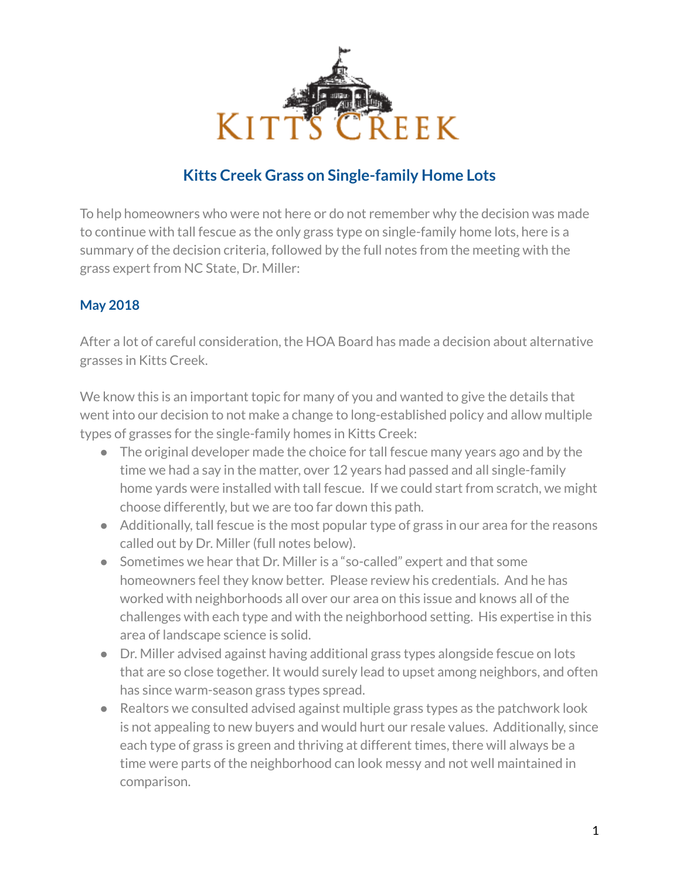KITTS CREEK

# Kitts Creek Grass on Single-family Home Lots

To help homeowners who were not here or do not remember why the decision was made to continue with tall fescue as the only grass type on single-family home lots, here is a summary of the decision criteria, followed by the full notes from the meeting with the grass expert from NC State, Dr. Miller:

## May 2018

After a lot of careful consideration, the HOA Board has made a decision about alternative grasses in Kitts Creek.

We know this is an important topic for many of you and wanted to give the details that went into our decision to not make a change to long-established policy and allow multiple types of grasses for the single-family homes in Kitts Creek:

- The original developer made the choice for tall fescue many years ago and by the time we had a say in the matter, over 12 years had passed and all single-family home yards were installed with tall fescue. If we could start from scratch, we might choose differently, but we are too far down this path.
- Additionally, tall fescue is the most popular type of grass in our area for the reasons called out by Dr. Miller (full notes below).
- Sometimes we hear that Dr. Miller is a "so-called" expert and that some homeowners feel they know better. Please review his credentials. And he has worked with neighborhoods all over our area on this issue and knows all of the challenges with each type and with the neighborhood setting. His expertise in this area of landscape science is solid.
- Dr. Miller advised against having additional grass types alongside fescue on lots that are so close together. It would surely lead to upset among neighbors, and often has since warm-season grass types spread.
- Realtors we consulted advised against multiple grass types as the patchwork look is not appealing to new buyers and would hurt our resale values. Additionally, since each type of grass is green and thriving at different times, there will always be a time were parts of the neighborhood can look messy and not well maintained in comparison.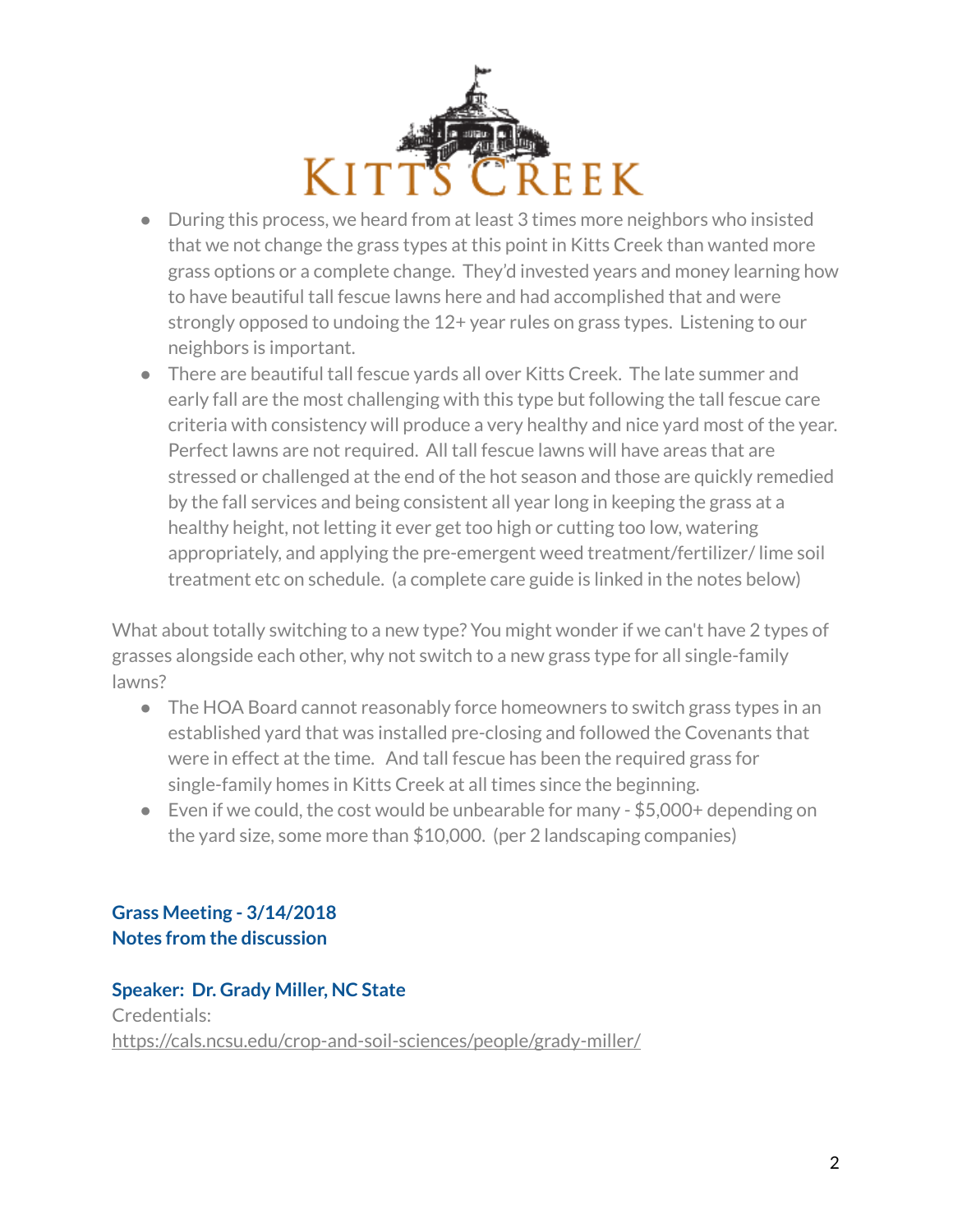- During this process, we heard from at least 3 times more neighbors who insisted that we not change the grass types at this point in Kitts Creek than wanted more grass options or a complete change. They'd invested years and money learning how to have beautiful tall fescue lawns here and had accomplished that and were strongly opposed to undoing the 12+ year rules on grass types. Listening to our neighbors is important.
- There are beautiful tall fescue yards all over Kitts Creek. The late summer and early fall are the most challenging with this type but following the tall fescue care criteria with consistency will produce a very healthy and nice yard most of the year. Perfect lawns are not required. All tall fescue lawns will have areas that are stressed or challenged at the end of the hot season and those are quickly remedied by the fall services and being consistent all year long in keeping the grass at a healthy height, not letting it ever get too high or cutting too low, watering appropriately, and applying the pre-emergent weed treatment/fertilizer/ lime soil treatment etc on schedule. (a complete care guide is linked in the notes below)

What about totally switching to a new type? You might wonder if we can't have 2 types of grasses alongside each other, why not switch to a new grass type for all single-family lawns?

- The HOA Board cannot reasonably force homeowners to switch grass types in an established yard that was installed pre-closing and followed the Covenants that were in effect at the time. And tall fescue has been the required grass for single-family homes in Kitts Creek at all times since the beginning.
- Even if we could, the cost would be unbearable for many - $5,000+ depending on the yard size, some more than $10,000. (per 2 landscaping companies)

### Grass Meeting - 3/14/2018
### Notes from the discussion

### Speaker: Dr. Grady Miller, NC State

Credentials:
https://cals.ncsu.edu/crop-and-soil-sciences/people/grady-miller/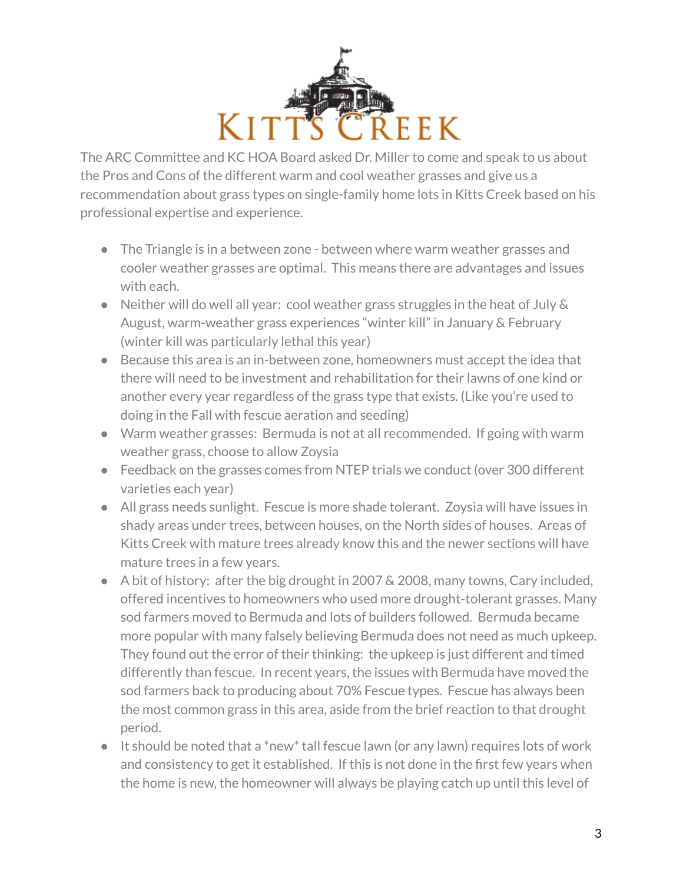# KITTS CREEK

The ARC Committee and KC HOA Board asked Dr. Miller to come and speak to us about the Pros and Cons of the different warm and cool weather grasses and give us a recommendation about grass types on single-family home lots in Kitts Creek based on his professional expertise and experience.

- The Triangle is in a between zone - between where warm weather grasses and cooler weather grasses are optimal. This means there are advantages and issues with each.
- Neither will do well all year: cool weather grass struggles in the heat of July & August, warm-weather grass experiences "winter kill" in January & February (winter kill was particularly lethal this year)
- Because this area is an in-between zone, homeowners must accept the idea that there will need to be investment and rehabilitation for their lawns of one kind or another every year regardless of the grass type that exists. (Like you're used to doing in the Fall with fescue aeration and seeding)
- Warm weather grasses: Bermuda is not at all recommended. If going with warm weather grass, choose to allow Zoysia
- Feedback on the grasses comes from NTEP trials we conduct (over 300 different varieties each year)
- All grass needs sunlight. Fescue is more shade tolerant. Zoysia will have issues in shady areas under trees, between houses, on the North sides of houses. Areas of Kitts Creek with mature trees already know this and the newer sections will have mature trees in a few years.
- A bit of history: after the big drought in 2007 & 2008, many towns, Cary included, offered incentives to homeowners who used more drought-tolerant grasses. Many sod farmers moved to Bermuda and lots of builders followed. Bermuda became more popular with many falsely believing Bermuda does not need as much upkeep. They found out the error of their thinking: the upkeep is just different and timed differently than fescue. In recent years, the issues with Bermuda have moved the sod farmers back to producing about 70% Fescue types. Fescue has always been the most common grass in this area, aside from the brief reaction to that drought period.
- It should be noted that a *new* tall fescue lawn (or any lawn) requires lots of work and consistency to get it established. If this is not done in the first few years when the home is new, the homeowner will always be playing catch up until this level of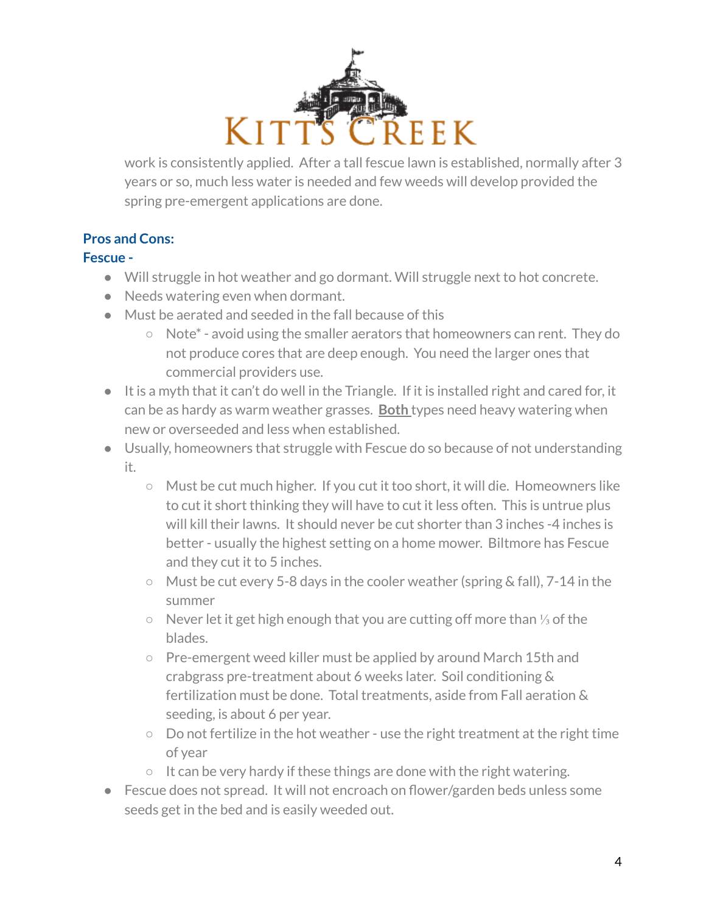work is consistently applied. After a tall fescue lawn is established, normally after 3 years or so, much less water is needed and few weeds will develop provided the spring pre-emergent applications are done.

### Pros and Cons:

#### Fescue -

- Will struggle in hot weather and go dormant. Will struggle next to hot concrete.
- Needs watering even when dormant.
- Must be aerated and seeded in the fall because of this
    - Note* - avoid using the smaller aerators that homeowners can rent. They do not produce cores that are deep enough. You need the larger ones that commercial providers use.
- It is a myth that it can't do well in the Triangle. If it is installed right and cared for, it can be as hardy as warm weather grasses. **Both** types need heavy watering when new or overseeded and less when established.
- Usually, homeowners that struggle with Fescue do so because of not understanding it.
    - Must be cut much higher. If you cut it too short, it will die. Homeowners like to cut it short thinking they will have to cut it less often. This is untrue plus will kill their lawns. It should never be cut shorter than 3 inches -4 inches is better - usually the highest setting on a home mower. Biltmore has Fescue and they cut it to 5 inches.
    - Must be cut every 5-8 days in the cooler weather (spring & fall), 7-14 in the summer
    - Never let it get high enough that you are cutting off more than ⅓ of the blades.
    - Pre-emergent weed killer must be applied by around March 15th and crabgrass pre-treatment about 6 weeks later. Soil conditioning & fertilization must be done. Total treatments, aside from Fall aeration & seeding, is about 6 per year.
    - Do not fertilize in the hot weather - use the right treatment at the right time of year
    - It can be very hardy if these things are done with the right watering.
- Fescue does not spread. It will not encroach on flower/garden beds unless some seeds get in the bed and is easily weeded out.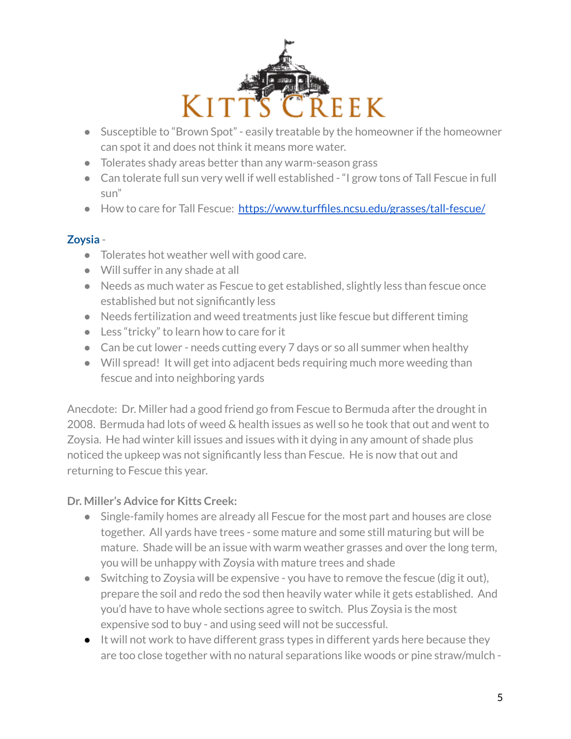- Susceptible to "Brown Spot" - easily treatable by the homeowner if the homeowner can spot it and does not think it means more water.
- Tolerates shady areas better than any warm-season grass
- Can tolerate full sun very well if well established - "I grow tons of Tall Fescue in full sun"
- How to care for Tall Fescue: [https://www.turffiles.ncsu.edu/grasses/tall-fescue/](https://www.turffiles.ncsu.edu/grasses/tall-fescue/)

**Zoysia** -

- Tolerates hot weather well with good care.
- Will suffer in any shade at all
- Needs as much water as Fescue to get established, slightly less than fescue once established but not significantly less
- Needs fertilization and weed treatments just like fescue but different timing
- Less "tricky" to learn how to care for it
- Can be cut lower - needs cutting every 7 days or so all summer when healthy
- Will spread! It will get into adjacent beds requiring much more weeding than fescue and into neighboring yards

Anecdote: Dr. Miller had a good friend go from Fescue to Bermuda after the drought in 2008. Bermuda had lots of weed & health issues as well so he took that out and went to Zoysia. He had winter kill issues and issues with it dying in any amount of shade plus noticed the upkeep was not significantly less than Fescue. He is now that out and returning to Fescue this year.

**Dr. Miller's Advice for Kitts Creek:**

- Single-family homes are already all Fescue for the most part and houses are close together. All yards have trees - some mature and some still maturing but will be mature. Shade will be an issue with warm weather grasses and over the long term, you will be unhappy with Zoysia with mature trees and shade
- Switching to Zoysia will be expensive - you have to remove the fescue (dig it out), prepare the soil and redo the sod then heavily water while it gets established. And you'd have to have whole sections agree to switch. Plus Zoysia is the most expensive sod to buy - and using seed will not be successful.
- It will not work to have different grass types in different yards here because they are too close together with no natural separations like woods or pine straw/mulch -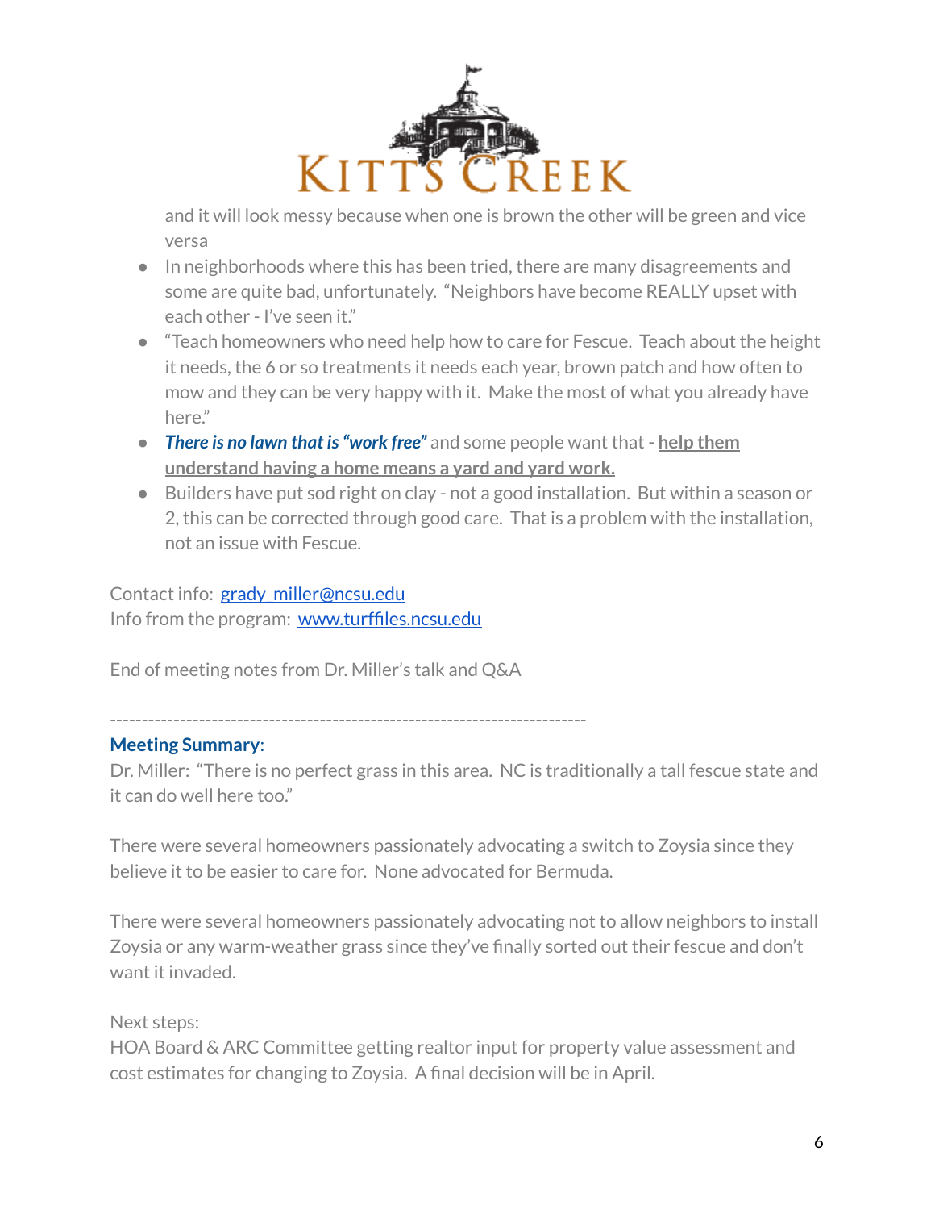and it will look messy because when one is brown the other will be green and vice versa

- In neighborhoods where this has been tried, there are many disagreements and some are quite bad, unfortunately. "Neighbors have become REALLY upset with each other - I've seen it."
- "Teach homeowners who need help how to care for Fescue. Teach about the height it needs, the 6 or so treatments it needs each year, brown patch and how often to mow and they can be very happy with it. Make the most of what you already have here."
- ***There is no lawn that is "work free"*** and some people want that - **help them understand having a home means a yard and yard work.**
- Builders have put sod right on clay - not a good installation. But within a season or 2, this can be corrected through good care. That is a problem with the installation, not an issue with Fescue.

Contact info: [grady_miller@ncsu.edu](mailto:grady_miller@ncsu.edu)
Info from the program: [www.turffiles.ncsu.edu](http://www.turffiles.ncsu.edu)

End of meeting notes from Dr. Miller's talk and Q&A

---------------------------------------------------------------------------

**Meeting Summary**:
Dr. Miller: "There is no perfect grass in this area. NC is traditionally a tall fescue state and it can do well here too."

There were several homeowners passionately advocating a switch to Zoysia since they believe it to be easier to care for. None advocated for Bermuda.

There were several homeowners passionately advocating not to allow neighbors to install Zoysia or any warm-weather grass since they've finally sorted out their fescue and don't want it invaded.

Next steps:
HOA Board & ARC Committee getting realtor input for property value assessment and cost estimates for changing to Zoysia. A final decision will be in April.